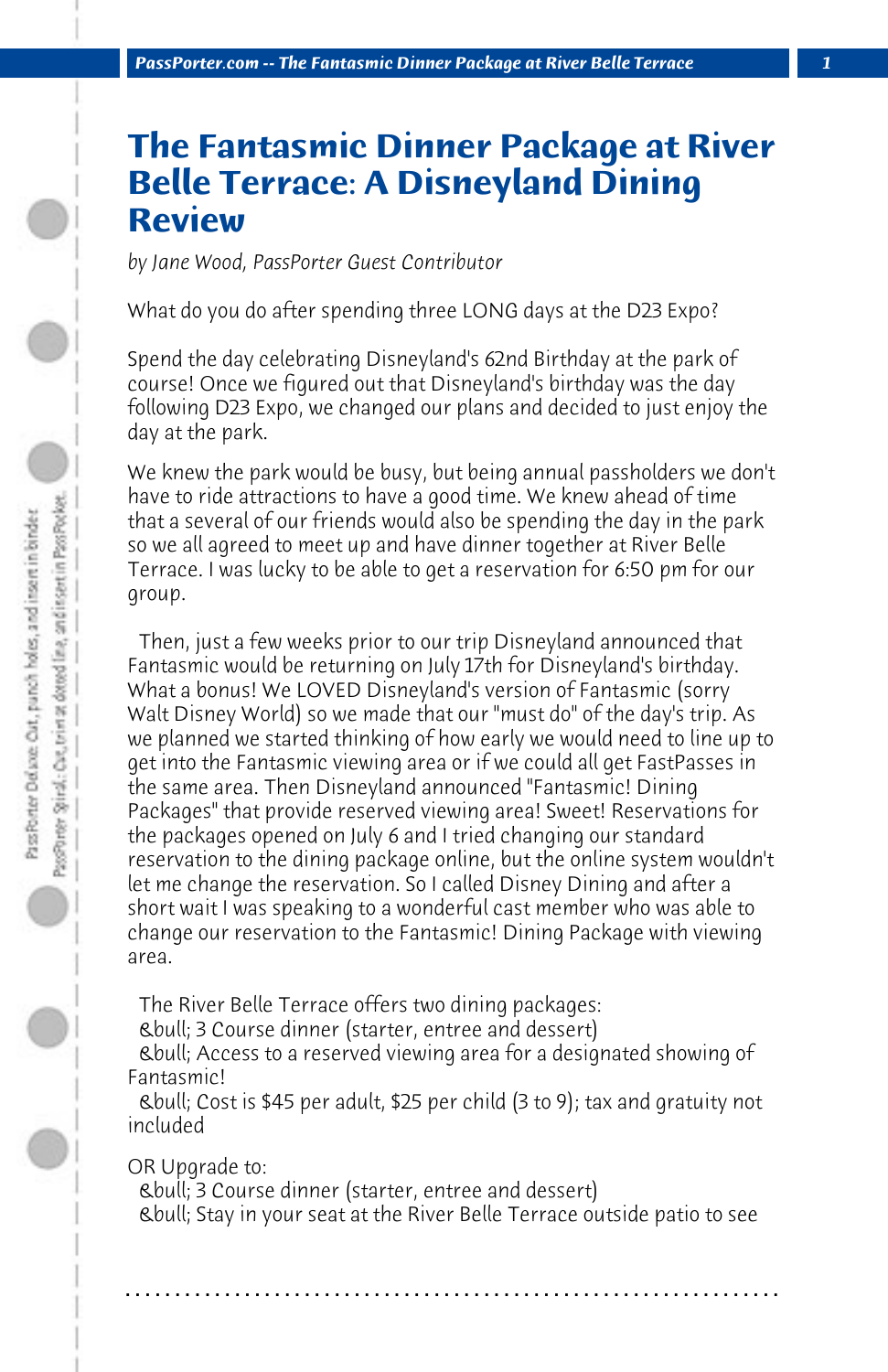# The Fantasmic Dinner Package at River Belle Terrace: A Disneyland Dining Review

*by Jane Wood, PassPorter Guest Contributor*

What do you do after spending three LONG days at the D23 Expo?

Spend the day celebrating Disneyland's 62nd Birthday at the park of course! Once we figured out that Disneyland's birthday was the day following D23 Expo, we changed our plans and decided to just enjoy the day at the park.

We knew the park would be busy, but being annual passholders we don't have to ride attractions to have a good time. We knew ahead of time that a several of our friends would also be spending the day in the park so we all agreed to meet up and have dinner together at River Belle Terrace. I was lucky to be able to get a reservation for 6:50 pm for our group.

Then, just a few weeks prior to our trip Disneyland announced that Fantasmic would be returning on July 17th for Disneyland's birthday. What a bonus! We LOVED Disneyland's version of Fantasmic (sorry Walt Disney World) so we made that our "must do" of the day's trip. As we planned we started thinking of how early we would need to line up to get into the Fantasmic viewing area or if we could all get FastPasses in the same area. Then Disneyland announced "Fantasmic! Dining Packages" that provide reserved viewing area! Sweet! Reservations for the packages opened on July 6 and I tried changing our standard reservation to the dining package online, but the online system wouldn't let me change the reservation. So I called Disney Dining and after a short wait I was speaking to a wonderful cast member who was able to change our reservation to the Fantasmic! Dining Package with viewing area.

The River Belle Terrace offers two dining packages:
&bull; 3 Course dinner (starter, entree and dessert)
&bull; Access to a reserved viewing area for a designated showing of Fantasmic!
&bull; Cost is $45 per adult, $25 per child (3 to 9); tax and gratuity not included

OR Upgrade to:
&bull; 3 Course dinner (starter, entree and dessert)
&bull; Stay in your seat at the River Belle Terrace outside patio to see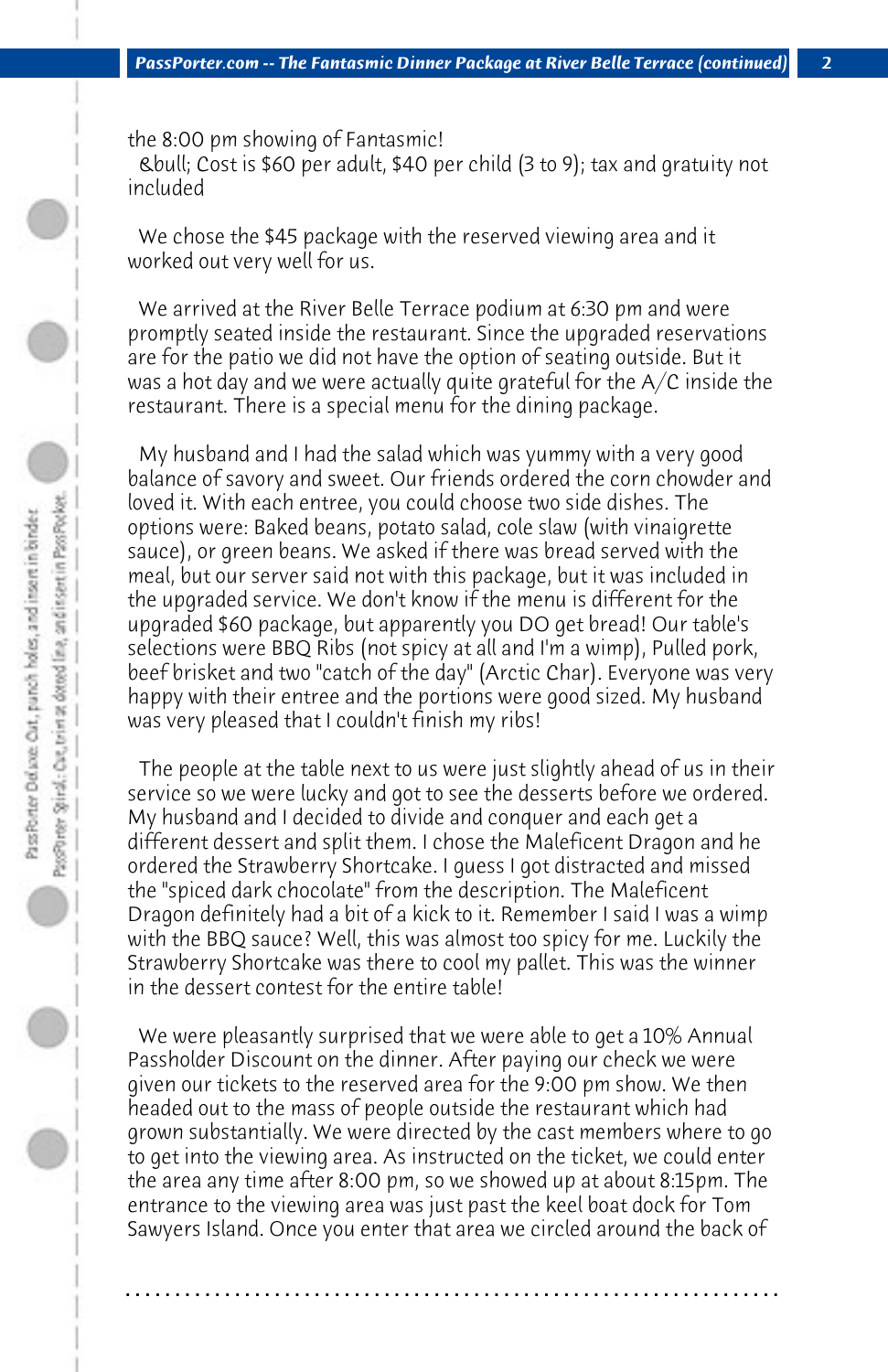the 8:00 pm showing of Fantasmic!
&bull; Cost is $60 per adult, $40 per child (3 to 9); tax and gratuity not included

We chose the $45 package with the reserved viewing area and it worked out very well for us.

We arrived at the River Belle Terrace podium at 6:30 pm and were promptly seated inside the restaurant. Since the upgraded reservations are for the patio we did not have the option of seating outside. But it was a hot day and we were actually quite grateful for the A/C inside the restaurant. There is a special menu for the dining package.

My husband and I had the salad which was yummy with a very good balance of savory and sweet. Our friends ordered the corn chowder and loved it. With each entree, you could choose two side dishes. The options were: Baked beans, potato salad, cole slaw (with vinaigrette sauce), or green beans. We asked if there was bread served with the meal, but our server said not with this package, but it was included in the upgraded service. We don't know if the menu is different for the upgraded $60 package, but apparently you DO get bread! Our table's selections were BBQ Ribs (not spicy at all and I'm a wimp), Pulled pork, beef brisket and two "catch of the day" (Arctic Char). Everyone was very happy with their entree and the portions were good sized. My husband was very pleased that I couldn't finish my ribs!

The people at the table next to us were just slightly ahead of us in their service so we were lucky and got to see the desserts before we ordered. My husband and I decided to divide and conquer and each get a different dessert and split them. I chose the Maleficent Dragon and he ordered the Strawberry Shortcake. I guess I got distracted and missed the "spiced dark chocolate" from the description. The Maleficent Dragon definitely had a bit of a kick to it. Remember I said I was a wimp with the BBQ sauce? Well, this was almost too spicy for me. Luckily the Strawberry Shortcake was there to cool my pallet. This was the winner in the dessert contest for the entire table!

We were pleasantly surprised that we were able to get a 10% Annual Passholder Discount on the dinner. After paying our check we were given our tickets to the reserved area for the 9:00 pm show. We then headed out to the mass of people outside the restaurant which had grown substantially. We were directed by the cast members where to go to get into the viewing area. As instructed on the ticket, we could enter the area any time after 8:00 pm, so we showed up at about 8:15pm. The entrance to the viewing area was just past the keel boat dock for Tom Sawyers Island. Once you enter that area we circled around the back of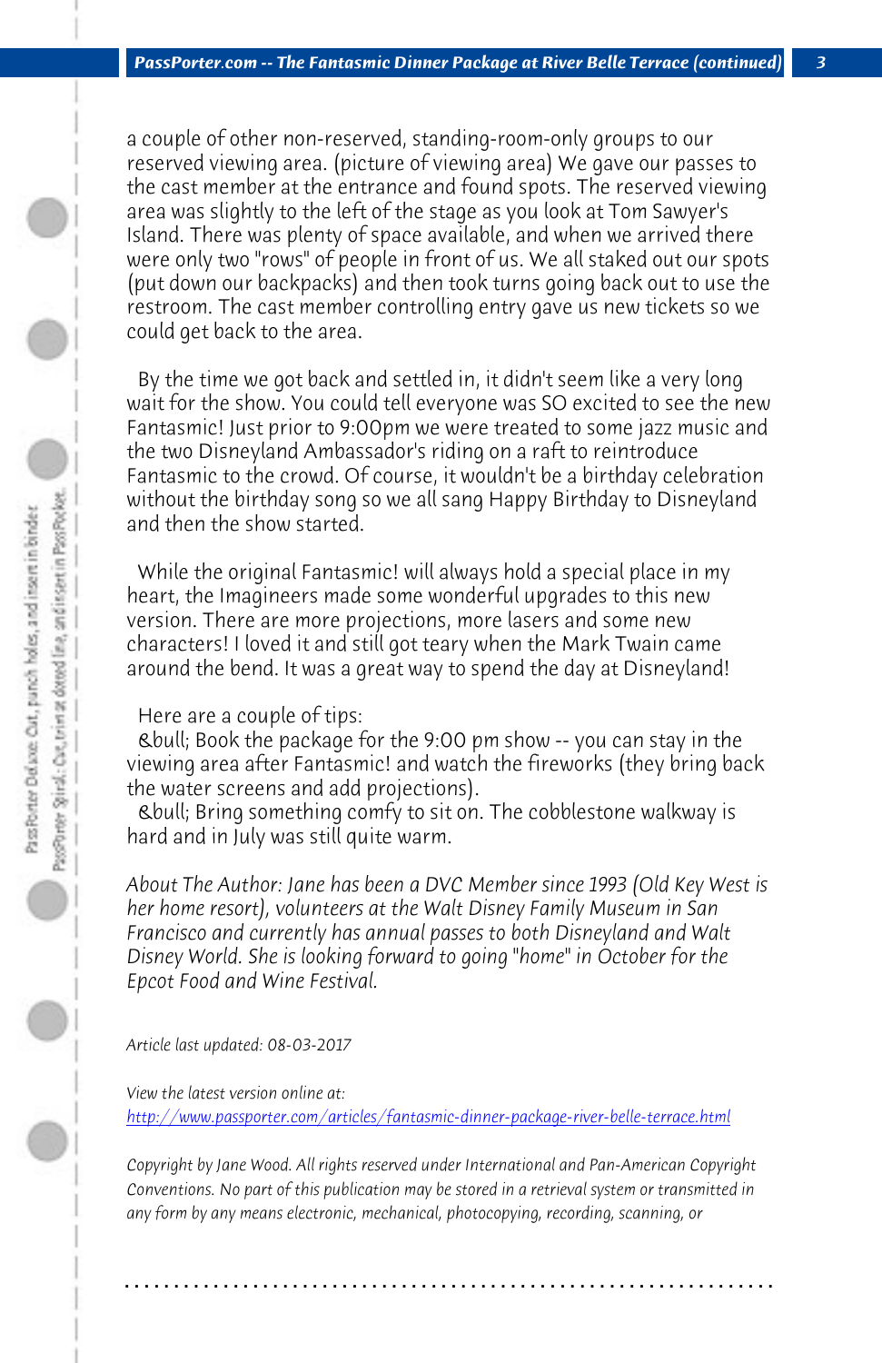a couple of other non-reserved, standing-room-only groups to our reserved viewing area. (picture of viewing area) We gave our passes to the cast member at the entrance and found spots. The reserved viewing area was slightly to the left of the stage as you look at Tom Sawyer's Island. There was plenty of space available, and when we arrived there were only two "rows" of people in front of us. We all staked out our spots (put down our backpacks) and then took turns going back out to use the restroom. The cast member controlling entry gave us new tickets so we could get back to the area.

By the time we got back and settled in, it didn't seem like a very long wait for the show. You could tell everyone was SO excited to see the new Fantasmic! Just prior to 9:00pm we were treated to some jazz music and the two Disneyland Ambassador's riding on a raft to reintroduce Fantasmic to the crowd. Of course, it wouldn't be a birthday celebration without the birthday song so we all sang Happy Birthday to Disneyland and then the show started.

While the original Fantasmic! will always hold a special place in my heart, the Imagineers made some wonderful upgrades to this new version. There are more projections, more lasers and some new characters! I loved it and still got teary when the Mark Twain came around the bend. It was a great way to spend the day at Disneyland!

Here are a couple of tips:
&bull; Book the package for the 9:00 pm show -- you can stay in the viewing area after Fantasmic! and watch the fireworks (they bring back the water screens and add projections).
&bull; Bring something comfy to sit on. The cobblestone walkway is hard and in July was still quite warm.

*About The Author: Jane has been a DVC Member since 1993 (Old Key West is her home resort), volunteers at the Walt Disney Family Museum in San Francisco and currently has annual passes to both Disneyland and Walt Disney World. She is looking forward to going "home" in October for the Epcot Food and Wine Festival.*

*Article last updated: 08-03-2017*

*View the latest version online at:*
*http://www.passporter.com/articles/fantasmic-dinner-package-river-belle-terrace.html*

*Copyright by Jane Wood. All rights reserved under International and Pan-American Copyright Conventions. No part of this publication may be stored in a retrieval system or transmitted in any form by any means electronic, mechanical, photocopying, recording, scanning, or*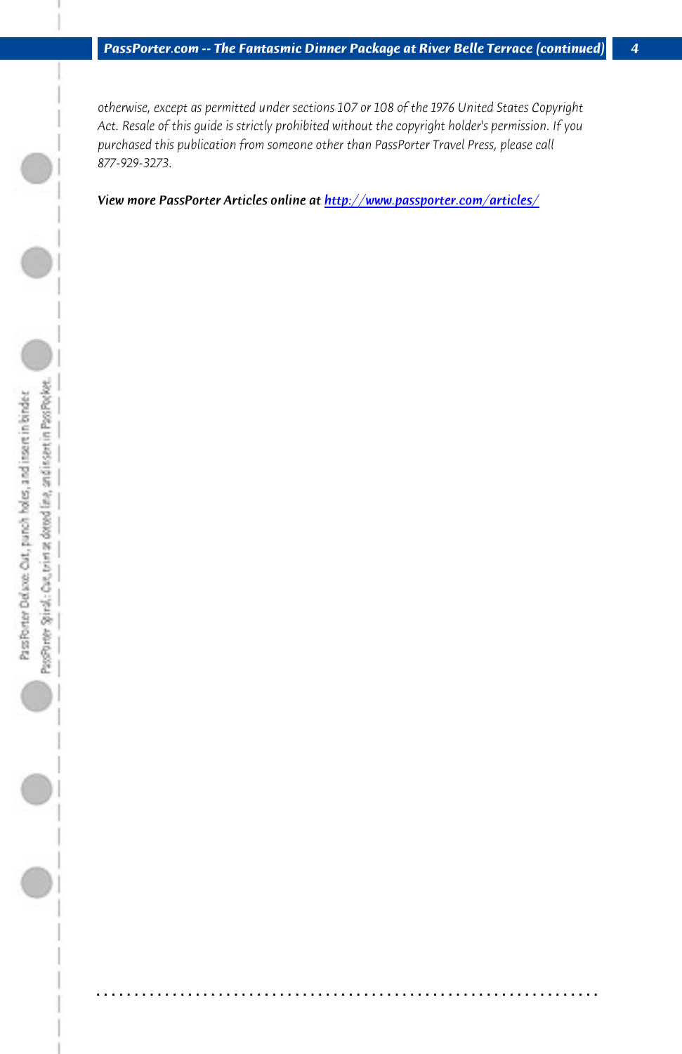*otherwise, except as permitted under sections 107 or 108 of the 1976 United States Copyright Act. Resale of this guide is strictly prohibited without the copyright holder's permission. If you purchased this publication from someone other than PassPorter Travel Press, please call 877-929-3273.*

***View more PassPorter Articles online at [http://www.passporter.com/articles/](http://www.passporter.com/articles/)***